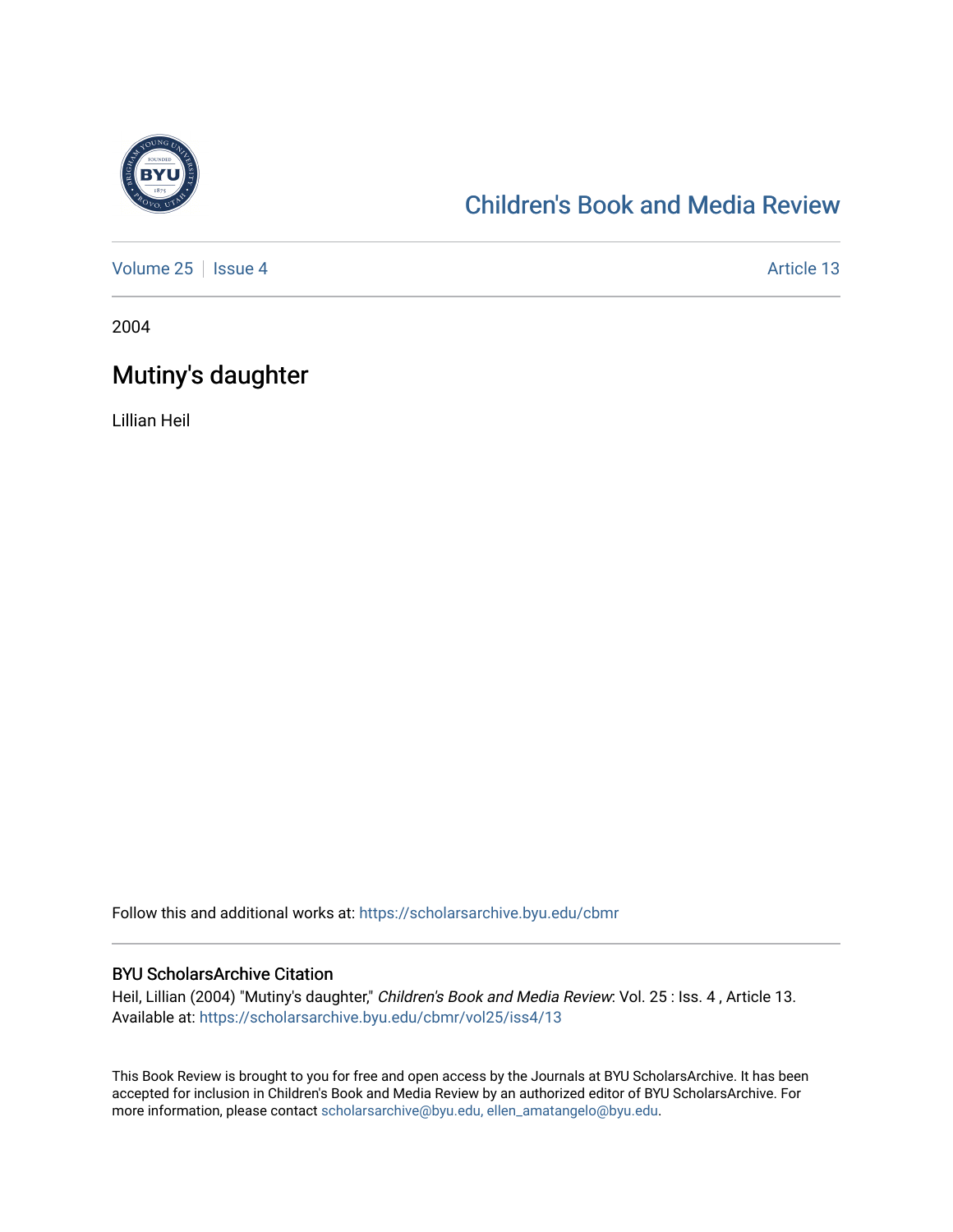Children's Book and Media Review

Volume 25 | Issue 4 | Article 13

2004

# Mutiny's daughter

Lillian Heil

Follow this and additional works at: https://scholarsarchive.byu.edu/cbmr

## BYU ScholarsArchive Citation

Heil, Lillian (2004) "Mutiny's daughter," *Children's Book and Media Review*: Vol. 25 : Iss. 4 , Article 13.
Available at: https://scholarsarchive.byu.edu/cbmr/vol25/iss4/13

This Book Review is brought to you for free and open access by the Journals at BYU ScholarsArchive. It has been accepted for inclusion in Children's Book and Media Review by an authorized editor of BYU ScholarsArchive. For more information, please contact scholarsarchive@byu.edu, ellen_amatangelo@byu.edu.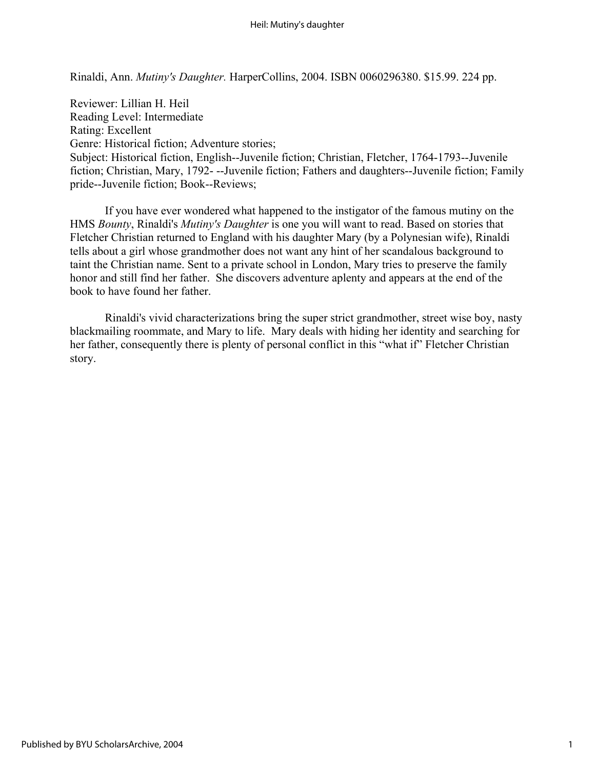Rinaldi, Ann. *Mutiny's Daughter.* HarperCollins, 2004. ISBN 0060296380. $15.99. 224 pp.

Reviewer: Lillian H. Heil
Reading Level: Intermediate
Rating: Excellent
Genre: Historical fiction; Adventure stories;
Subject: Historical fiction, English--Juvenile fiction; Christian, Fletcher, 1764-1793--Juvenile fiction; Christian, Mary, 1792- --Juvenile fiction; Fathers and daughters--Juvenile fiction; Family pride--Juvenile fiction; Book--Reviews;

If you have ever wondered what happened to the instigator of the famous mutiny on the HMS *Bounty*, Rinaldi's *Mutiny's Daughter* is one you will want to read. Based on stories that Fletcher Christian returned to England with his daughter Mary (by a Polynesian wife), Rinaldi tells about a girl whose grandmother does not want any hint of her scandalous background to taint the Christian name. Sent to a private school in London, Mary tries to preserve the family honor and still find her father. She discovers adventure aplenty and appears at the end of the book to have found her father.

Rinaldi's vivid characterizations bring the super strict grandmother, street wise boy, nasty blackmailing roommate, and Mary to life. Mary deals with hiding her identity and searching for her father, consequently there is plenty of personal conflict in this "what if" Fletcher Christian story.